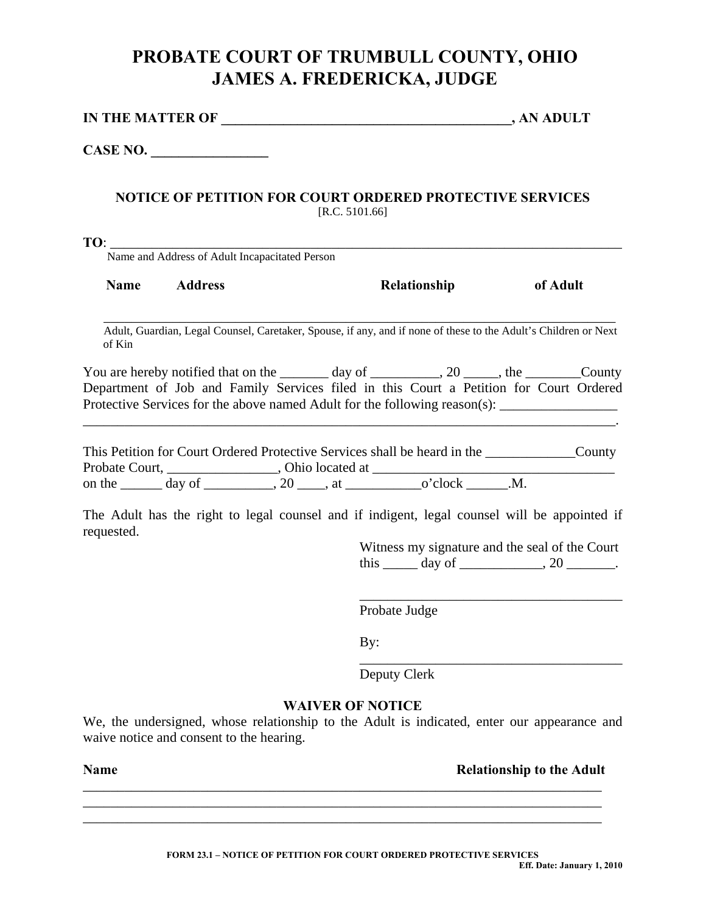# PROBATE COURT OF TRUMBULL COUNTY, OHIO
# JAMES A. FREDERICKA, JUDGE

**IN THE MATTER OF ________________________________________, AN ADULT**

**CASE NO. ________________**

### NOTICE OF PETITION FOR COURT ORDERED PROTECTIVE SERVICES

[R.C. 5101.66]

**TO**: ________________________________________________________________________________

Name and Address of Adult Incapacitated Person

**Name** **Address** **Relationship** **of Adult**

________________________________________________________________________________

Adult, Guardian, Legal Counsel, Caretaker, Spouse, if any, and if none of these to the Adult's Children or Next of Kin

You are hereby notified that on the _______ day of __________, 20 _____, the ________County Department of Job and Family Services filed in this Court a Petition for Court Ordered Protective Services for the above named Adult for the following reason(s): _________________ ________________________________________________________________________________.

This Petition for Court Ordered Protective Services shall be heard in the _____________County Probate Court, ________________, Ohio located at ___________________________________ on the ______ day of __________, 20 ____, at ___________o'clock ______.M.

The Adult has the right to legal counsel and if indigent, legal counsel will be appointed if requested.

Witness my signature and the seal of the Court this _____ day of ____________, 20 _______.

______________________________________
Probate Judge

By:
______________________________________
Deputy Clerk

### WAIVER OF NOTICE

We, the undersigned, whose relationship to the Adult is indicated, enter our appearance and waive notice and consent to the hearing.

**Name** **Relationship to the Adult**

________________________________________________________________________________
________________________________________________________________________________
________________________________________________________________________________

**FORM 23.1 – NOTICE OF PETITION FOR COURT ORDERED PROTECTIVE SERVICES**
**Eff. Date: January 1, 2010**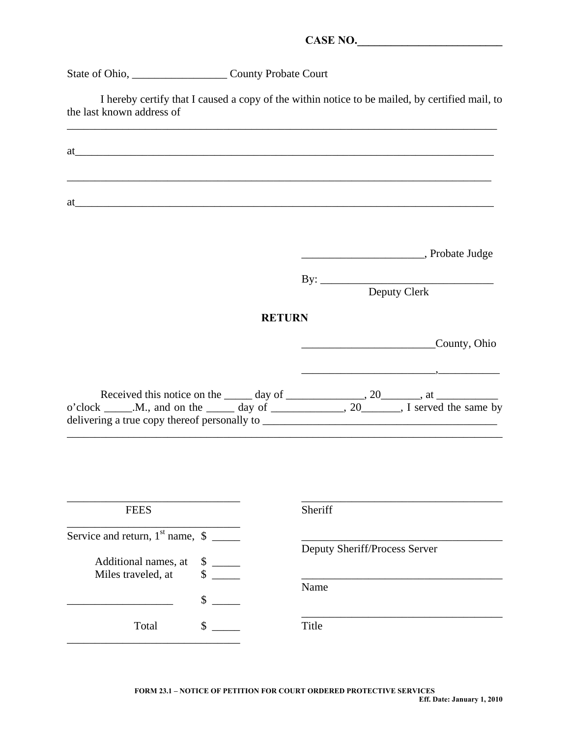**CASE NO.\_\_\_\_\_\_\_\_\_\_\_\_\_\_\_\_\_\_\_\_\_\_\_\_\_\_**

State of Ohio, \_\_\_\_\_\_\_\_\_\_\_\_\_\_\_\_\_ County Probate Court

I hereby certify that I caused a copy of the within notice to be mailed, by certified mail, to the last known address of

\_\_\_\_\_\_\_\_\_\_\_\_\_\_\_\_\_\_\_\_\_\_\_\_\_\_\_\_\_\_\_\_\_\_\_\_\_\_\_\_\_\_\_\_\_\_\_\_\_\_\_\_\_\_\_\_\_\_\_\_\_\_\_\_\_\_\_\_\_\_\_\_\_\_\_\_\_\_

at\_\_\_\_\_\_\_\_\_\_\_\_\_\_\_\_\_\_\_\_\_\_\_\_\_\_\_\_\_\_\_\_\_\_\_\_\_\_\_\_\_\_\_\_\_\_\_\_\_\_\_\_\_\_\_\_\_\_\_\_\_\_\_\_\_\_\_\_\_\_\_\_\_\_\_\_

\_\_\_\_\_\_\_\_\_\_\_\_\_\_\_\_\_\_\_\_\_\_\_\_\_\_\_\_\_\_\_\_\_\_\_\_\_\_\_\_\_\_\_\_\_\_\_\_\_\_\_\_\_\_\_\_\_\_\_\_\_\_\_\_\_\_\_\_\_\_\_\_\_\_\_\_\_\_

at\_\_\_\_\_\_\_\_\_\_\_\_\_\_\_\_\_\_\_\_\_\_\_\_\_\_\_\_\_\_\_\_\_\_\_\_\_\_\_\_\_\_\_\_\_\_\_\_\_\_\_\_\_\_\_\_\_\_\_\_\_\_\_\_\_\_\_\_\_\_\_\_\_\_\_\_

\_\_\_\_\_\_\_\_\_\_\_\_\_\_\_\_\_\_\_\_\_\_, Probate Judge

By: \_\_\_\_\_\_\_\_\_\_\_\_\_\_\_\_\_\_\_\_\_\_\_\_\_\_\_\_\_\_\_
Deputy Clerk

## RETURN

\_\_\_\_\_\_\_\_\_\_\_\_\_\_\_\_\_\_\_\_\_\_\_\_County, Ohio

\_\_\_\_\_\_\_\_\_\_\_\_\_\_\_\_\_\_\_\_\_\_\_\_,\_\_\_\_\_\_\_\_\_\_\_

Received this notice on the \_\_\_\_\_ day of \_\_\_\_\_\_\_\_\_\_\_\_\_\_, 20\_\_\_\_\_\_\_, at \_\_\_\_\_\_\_\_\_\_\_ o'clock \_\_\_\_\_.M., and on the \_\_\_\_\_ day of \_\_\_\_\_\_\_\_\_\_\_\_\_, 20\_\_\_\_\_\_\_, I served the same by delivering a true copy thereof personally to \_\_\_\_\_\_\_\_\_\_\_\_\_\_\_\_\_\_\_\_\_\_\_\_\_\_\_\_\_\_\_\_\_\_\_\_\_\_\_\_\_\_\_
\_\_\_\_\_\_\_\_\_\_\_\_\_\_\_\_\_\_\_\_\_\_\_\_\_\_\_\_\_\_\_\_\_\_\_\_\_\_\_\_\_\_\_\_\_\_\_\_\_\_\_\_\_\_\_\_\_\_\_\_\_\_\_\_\_\_\_\_\_\_\_\_\_\_\_\_\_\_

| FEES | |
|---|---|
| Service and return, 1st name, | $ \_\_\_\_\_ |
| Additional names, at | $ \_\_\_\_\_ |
| Miles traveled, at | $ \_\_\_\_\_ |
| \_\_\_\_\_\_\_\_\_\_\_\_\_\_\_\_\_\_\_ | $ \_\_\_\_\_ |
| Total | $ \_\_\_\_\_ |

\_\_\_\_\_\_\_\_\_\_\_\_\_\_\_\_\_\_\_\_\_\_\_\_\_\_\_\_\_\_\_\_\_\_\_\_\_
Sheriff

\_\_\_\_\_\_\_\_\_\_\_\_\_\_\_\_\_\_\_\_\_\_\_\_\_\_\_\_\_\_\_\_\_\_\_\_\_
Deputy Sheriff/Process Server

\_\_\_\_\_\_\_\_\_\_\_\_\_\_\_\_\_\_\_\_\_\_\_\_\_\_\_\_\_\_\_\_\_\_\_\_\_
Name

\_\_\_\_\_\_\_\_\_\_\_\_\_\_\_\_\_\_\_\_\_\_\_\_\_\_\_\_\_\_\_\_\_\_\_\_\_
Title

**FORM 23.1 – NOTICE OF PETITION FOR COURT ORDERED PROTECTIVE SERVICES**
**Eff. Date: January 1, 2010**